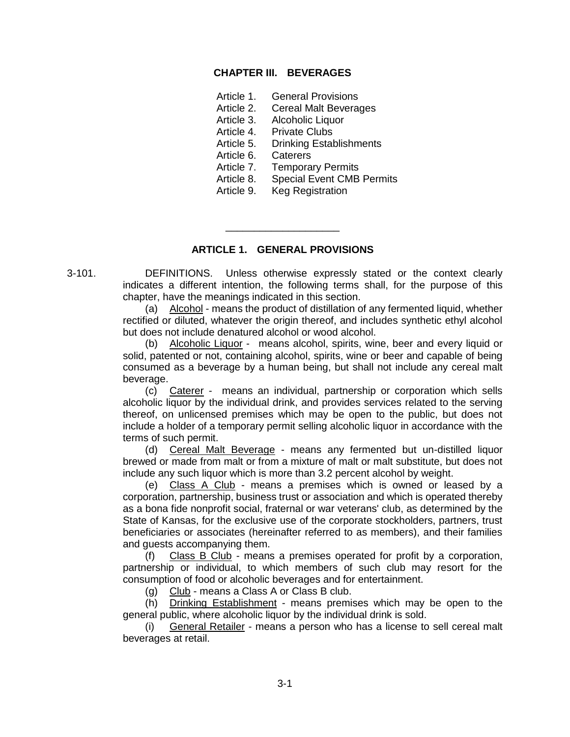# CHAPTER III. BEVERAGES

Article 1. General Provisions
Article 2. Cereal Malt Beverages
Article 3. Alcoholic Liquor
Article 4. Private Clubs
Article 5. Drinking Establishments
Article 6. Caterers
Article 7. Temporary Permits
Article 8. Special Event CMB Permits
Article 9. Keg Registration

---

## ARTICLE 1. GENERAL PROVISIONS

3-101. DEFINITIONS. Unless otherwise expressly stated or the context clearly indicates a different intention, the following terms shall, for the purpose of this chapter, have the meanings indicated in this section.

(a) Alcohol - means the product of distillation of any fermented liquid, whether rectified or diluted, whatever the origin thereof, and includes synthetic ethyl alcohol but does not include denatured alcohol or wood alcohol.

(b) Alcoholic Liquor - means alcohol, spirits, wine, beer and every liquid or solid, patented or not, containing alcohol, spirits, wine or beer and capable of being consumed as a beverage by a human being, but shall not include any cereal malt beverage.

(c) Caterer - means an individual, partnership or corporation which sells alcoholic liquor by the individual drink, and provides services related to the serving thereof, on unlicensed premises which may be open to the public, but does not include a holder of a temporary permit selling alcoholic liquor in accordance with the terms of such permit.

(d) Cereal Malt Beverage - means any fermented but un-distilled liquor brewed or made from malt or from a mixture of malt or malt substitute, but does not include any such liquor which is more than 3.2 percent alcohol by weight.

(e) Class A Club - means a premises which is owned or leased by a corporation, partnership, business trust or association and which is operated thereby as a bona fide nonprofit social, fraternal or war veterans' club, as determined by the State of Kansas, for the exclusive use of the corporate stockholders, partners, trust beneficiaries or associates (hereinafter referred to as members), and their families and guests accompanying them.

(f) Class B Club - means a premises operated for profit by a corporation, partnership or individual, to which members of such club may resort for the consumption of food or alcoholic beverages and for entertainment.

(g) Club - means a Class A or Class B club.

(h) Drinking Establishment - means premises which may be open to the general public, where alcoholic liquor by the individual drink is sold.

(i) General Retailer - means a person who has a license to sell cereal malt beverages at retail.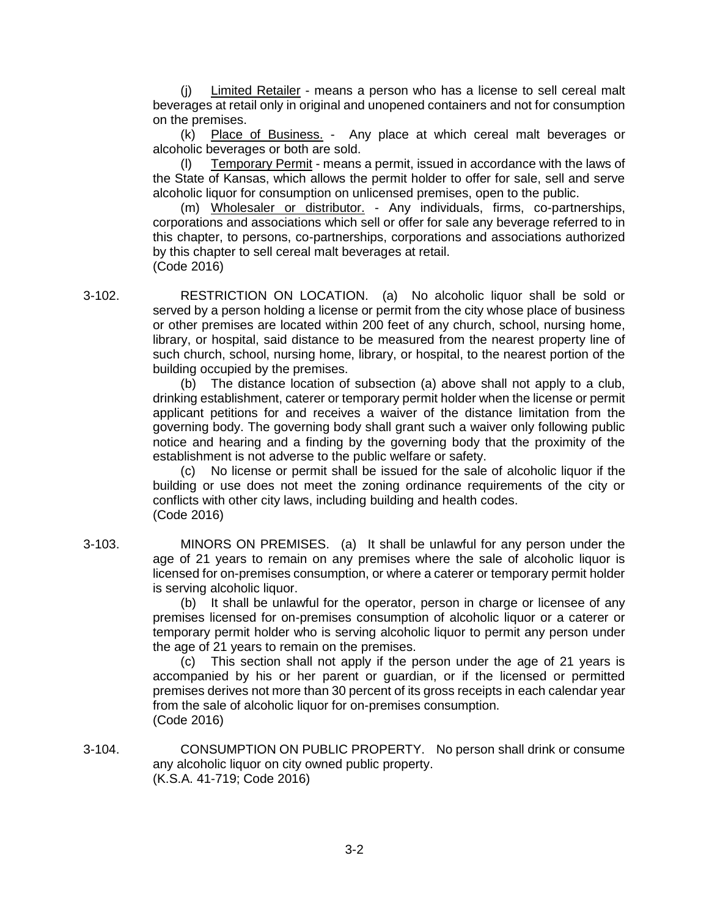(j) Limited Retailer - means a person who has a license to sell cereal malt beverages at retail only in original and unopened containers and not for consumption on the premises.

(k) Place of Business. - Any place at which cereal malt beverages or alcoholic beverages or both are sold.

(l) Temporary Permit - means a permit, issued in accordance with the laws of the State of Kansas, which allows the permit holder to offer for sale, sell and serve alcoholic liquor for consumption on unlicensed premises, open to the public.

(m) Wholesaler or distributor. - Any individuals, firms, co-partnerships, corporations and associations which sell or offer for sale any beverage referred to in this chapter, to persons, co-partnerships, corporations and associations authorized by this chapter to sell cereal malt beverages at retail.
(Code 2016)

3-102. RESTRICTION ON LOCATION. (a) No alcoholic liquor shall be sold or served by a person holding a license or permit from the city whose place of business or other premises are located within 200 feet of any church, school, nursing home, library, or hospital, said distance to be measured from the nearest property line of such church, school, nursing home, library, or hospital, to the nearest portion of the building occupied by the premises.

(b) The distance location of subsection (a) above shall not apply to a club, drinking establishment, caterer or temporary permit holder when the license or permit applicant petitions for and receives a waiver of the distance limitation from the governing body. The governing body shall grant such a waiver only following public notice and hearing and a finding by the governing body that the proximity of the establishment is not adverse to the public welfare or safety.

(c) No license or permit shall be issued for the sale of alcoholic liquor if the building or use does not meet the zoning ordinance requirements of the city or conflicts with other city laws, including building and health codes.
(Code 2016)

3-103. MINORS ON PREMISES. (a) It shall be unlawful for any person under the age of 21 years to remain on any premises where the sale of alcoholic liquor is licensed for on-premises consumption, or where a caterer or temporary permit holder is serving alcoholic liquor.

(b) It shall be unlawful for the operator, person in charge or licensee of any premises licensed for on-premises consumption of alcoholic liquor or a caterer or temporary permit holder who is serving alcoholic liquor to permit any person under the age of 21 years to remain on the premises.

(c) This section shall not apply if the person under the age of 21 years is accompanied by his or her parent or guardian, or if the licensed or permitted premises derives not more than 30 percent of its gross receipts in each calendar year from the sale of alcoholic liquor for on-premises consumption.
(Code 2016)

3-104. CONSUMPTION ON PUBLIC PROPERTY. No person shall drink or consume any alcoholic liquor on city owned public property.
(K.S.A. 41-719; Code 2016)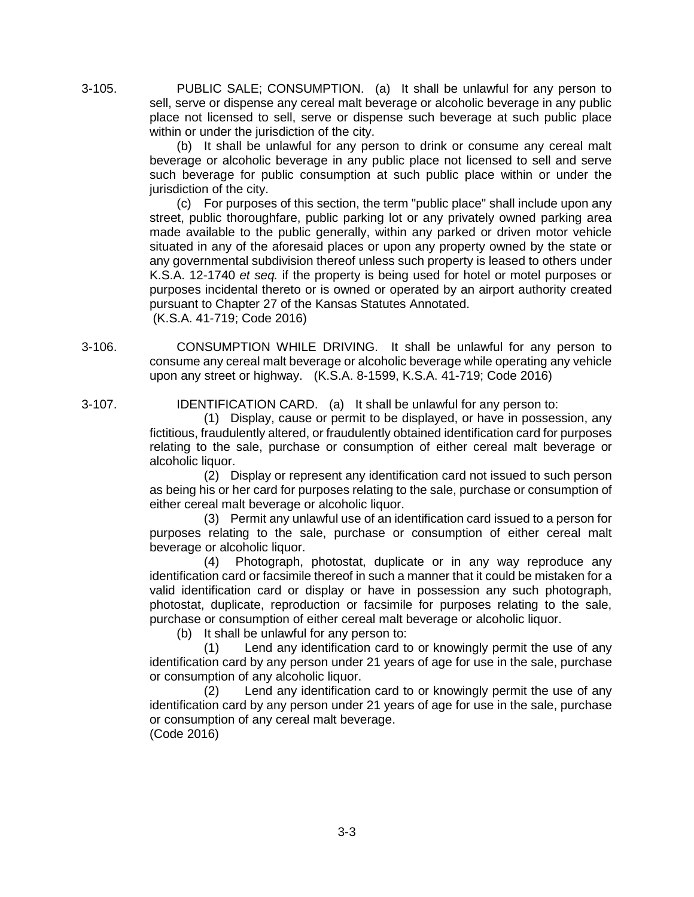3-105. PUBLIC SALE; CONSUMPTION. (a) It shall be unlawful for any person to sell, serve or dispense any cereal malt beverage or alcoholic beverage in any public place not licensed to sell, serve or dispense such beverage at such public place within or under the jurisdiction of the city.

(b) It shall be unlawful for any person to drink or consume any cereal malt beverage or alcoholic beverage in any public place not licensed to sell and serve such beverage for public consumption at such public place within or under the jurisdiction of the city.

(c) For purposes of this section, the term "public place" shall include upon any street, public thoroughfare, public parking lot or any privately owned parking area made available to the public generally, within any parked or driven motor vehicle situated in any of the aforesaid places or upon any property owned by the state or any governmental subdivision thereof unless such property is leased to others under K.S.A. 12-1740 *et seq.* if the property is being used for hotel or motel purposes or purposes incidental thereto or is owned or operated by an airport authority created pursuant to Chapter 27 of the Kansas Statutes Annotated.
(K.S.A. 41-719; Code 2016)

3-106. CONSUMPTION WHILE DRIVING. It shall be unlawful for any person to consume any cereal malt beverage or alcoholic beverage while operating any vehicle upon any street or highway. (K.S.A. 8-1599, K.S.A. 41-719; Code 2016)

3-107. IDENTIFICATION CARD. (a) It shall be unlawful for any person to:

(1) Display, cause or permit to be displayed, or have in possession, any fictitious, fraudulently altered, or fraudulently obtained identification card for purposes relating to the sale, purchase or consumption of either cereal malt beverage or alcoholic liquor.

(2) Display or represent any identification card not issued to such person as being his or her card for purposes relating to the sale, purchase or consumption of either cereal malt beverage or alcoholic liquor.

(3) Permit any unlawful use of an identification card issued to a person for purposes relating to the sale, purchase or consumption of either cereal malt beverage or alcoholic liquor.

(4) Photograph, photostat, duplicate or in any way reproduce any identification card or facsimile thereof in such a manner that it could be mistaken for a valid identification card or display or have in possession any such photograph, photostat, duplicate, reproduction or facsimile for purposes relating to the sale, purchase or consumption of either cereal malt beverage or alcoholic liquor.

(b) It shall be unlawful for any person to:

(1) Lend any identification card to or knowingly permit the use of any identification card by any person under 21 years of age for use in the sale, purchase or consumption of any alcoholic liquor.

(2) Lend any identification card to or knowingly permit the use of any identification card by any person under 21 years of age for use in the sale, purchase or consumption of any cereal malt beverage.
(Code 2016)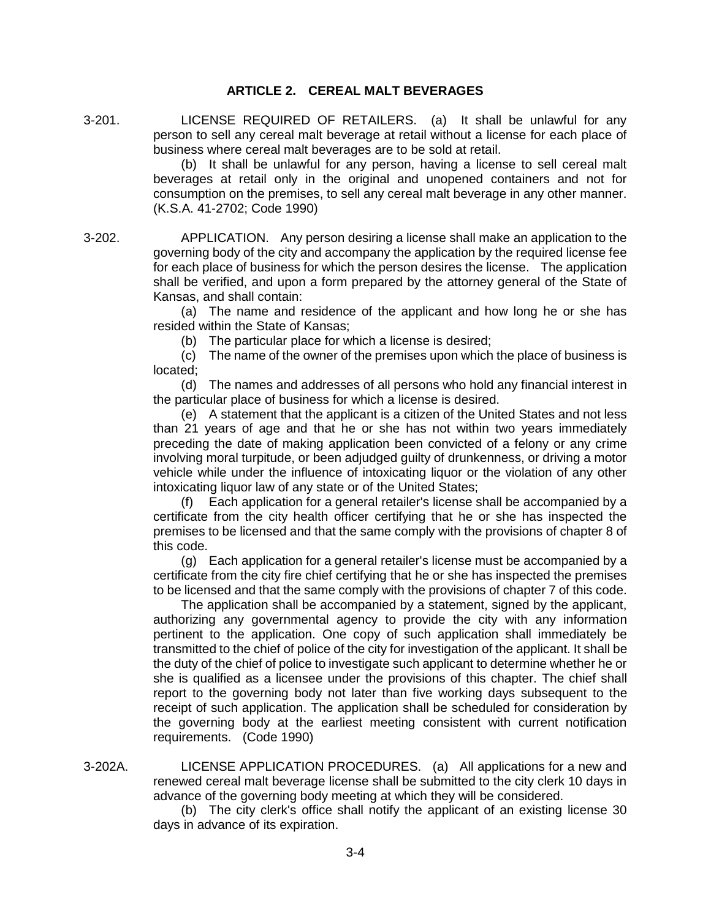## ARTICLE 2. CEREAL MALT BEVERAGES

3-201. LICENSE REQUIRED OF RETAILERS. (a) It shall be unlawful for any person to sell any cereal malt beverage at retail without a license for each place of business where cereal malt beverages are to be sold at retail.

(b) It shall be unlawful for any person, having a license to sell cereal malt beverages at retail only in the original and unopened containers and not for consumption on the premises, to sell any cereal malt beverage in any other manner. (K.S.A. 41-2702; Code 1990)

3-202. APPLICATION. Any person desiring a license shall make an application to the governing body of the city and accompany the application by the required license fee for each place of business for which the person desires the license. The application shall be verified, and upon a form prepared by the attorney general of the State of Kansas, and shall contain:

(a) The name and residence of the applicant and how long he or she has resided within the State of Kansas;

(b) The particular place for which a license is desired;

(c) The name of the owner of the premises upon which the place of business is located;

(d) The names and addresses of all persons who hold any financial interest in the particular place of business for which a license is desired.

(e) A statement that the applicant is a citizen of the United States and not less than 21 years of age and that he or she has not within two years immediately preceding the date of making application been convicted of a felony or any crime involving moral turpitude, or been adjudged guilty of drunkenness, or driving a motor vehicle while under the influence of intoxicating liquor or the violation of any other intoxicating liquor law of any state or of the United States;

(f) Each application for a general retailer's license shall be accompanied by a certificate from the city health officer certifying that he or she has inspected the premises to be licensed and that the same comply with the provisions of chapter 8 of this code.

(g) Each application for a general retailer's license must be accompanied by a certificate from the city fire chief certifying that he or she has inspected the premises to be licensed and that the same comply with the provisions of chapter 7 of this code.

The application shall be accompanied by a statement, signed by the applicant, authorizing any governmental agency to provide the city with any information pertinent to the application. One copy of such application shall immediately be transmitted to the chief of police of the city for investigation of the applicant. It shall be the duty of the chief of police to investigate such applicant to determine whether he or she is qualified as a licensee under the provisions of this chapter. The chief shall report to the governing body not later than five working days subsequent to the receipt of such application. The application shall be scheduled for consideration by the governing body at the earliest meeting consistent with current notification requirements. (Code 1990)

3-202A. LICENSE APPLICATION PROCEDURES. (a) All applications for a new and renewed cereal malt beverage license shall be submitted to the city clerk 10 days in advance of the governing body meeting at which they will be considered.

(b) The city clerk's office shall notify the applicant of an existing license 30 days in advance of its expiration.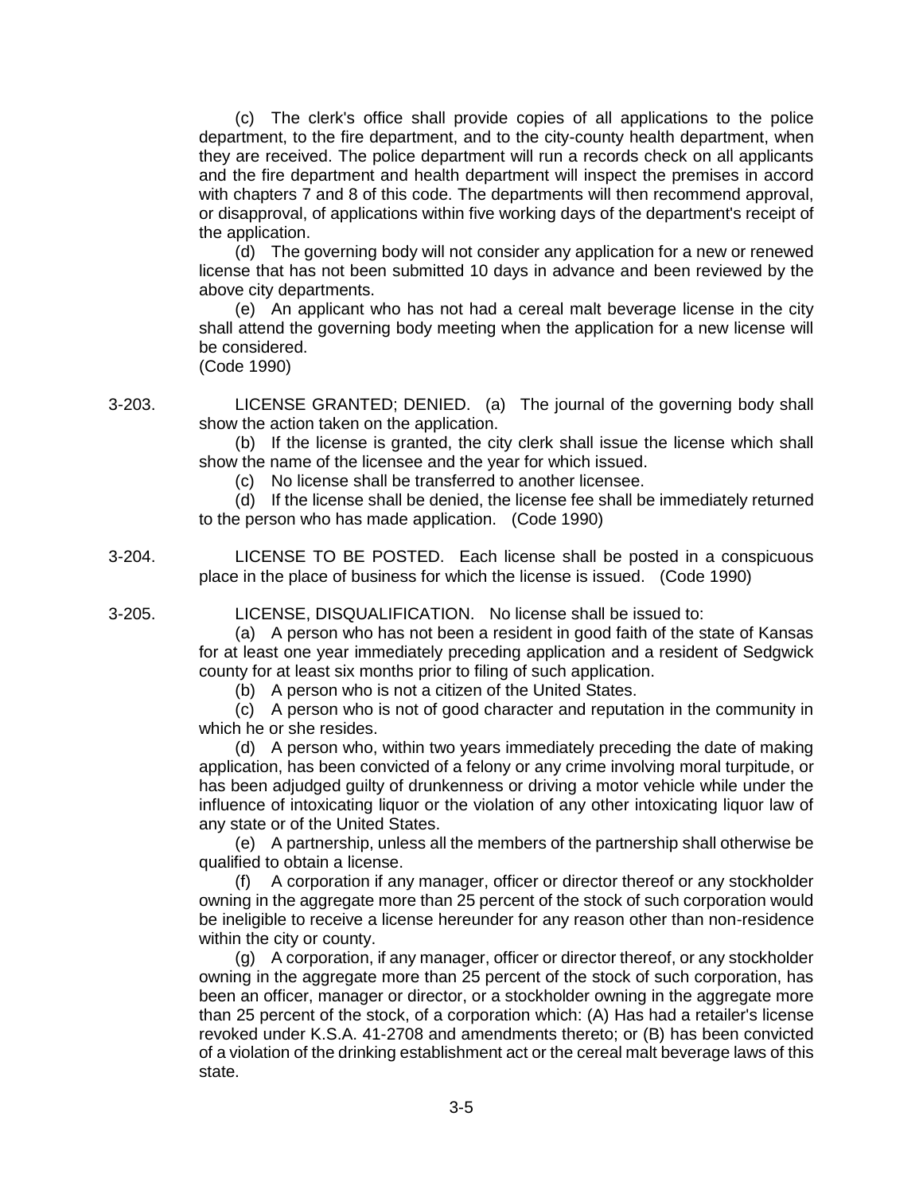(c) The clerk's office shall provide copies of all applications to the police department, to the fire department, and to the city-county health department, when they are received. The police department will run a records check on all applicants and the fire department and health department will inspect the premises in accord with chapters 7 and 8 of this code. The departments will then recommend approval, or disapproval, of applications within five working days of the department's receipt of the application.

(d) The governing body will not consider any application for a new or renewed license that has not been submitted 10 days in advance and been reviewed by the above city departments.

(e) An applicant who has not had a cereal malt beverage license in the city shall attend the governing body meeting when the application for a new license will be considered.

(Code 1990)

3-203. LICENSE GRANTED; DENIED. (a) The journal of the governing body shall show the action taken on the application.

(b) If the license is granted, the city clerk shall issue the license which shall show the name of the licensee and the year for which issued.

(c) No license shall be transferred to another licensee.

(d) If the license shall be denied, the license fee shall be immediately returned to the person who has made application. (Code 1990)

3-204. LICENSE TO BE POSTED. Each license shall be posted in a conspicuous place in the place of business for which the license is issued. (Code 1990)

3-205. LICENSE, DISQUALIFICATION. No license shall be issued to:

(a) A person who has not been a resident in good faith of the state of Kansas for at least one year immediately preceding application and a resident of Sedgwick county for at least six months prior to filing of such application.

(b) A person who is not a citizen of the United States.

(c) A person who is not of good character and reputation in the community in which he or she resides.

(d) A person who, within two years immediately preceding the date of making application, has been convicted of a felony or any crime involving moral turpitude, or has been adjudged guilty of drunkenness or driving a motor vehicle while under the influence of intoxicating liquor or the violation of any other intoxicating liquor law of any state or of the United States.

(e) A partnership, unless all the members of the partnership shall otherwise be qualified to obtain a license.

(f) A corporation if any manager, officer or director thereof or any stockholder owning in the aggregate more than 25 percent of the stock of such corporation would be ineligible to receive a license hereunder for any reason other than non-residence within the city or county.

(g) A corporation, if any manager, officer or director thereof, or any stockholder owning in the aggregate more than 25 percent of the stock of such corporation, has been an officer, manager or director, or a stockholder owning in the aggregate more than 25 percent of the stock, of a corporation which: (A) Has had a retailer's license revoked under K.S.A. 41-2708 and amendments thereto; or (B) has been convicted of a violation of the drinking establishment act or the cereal malt beverage laws of this state.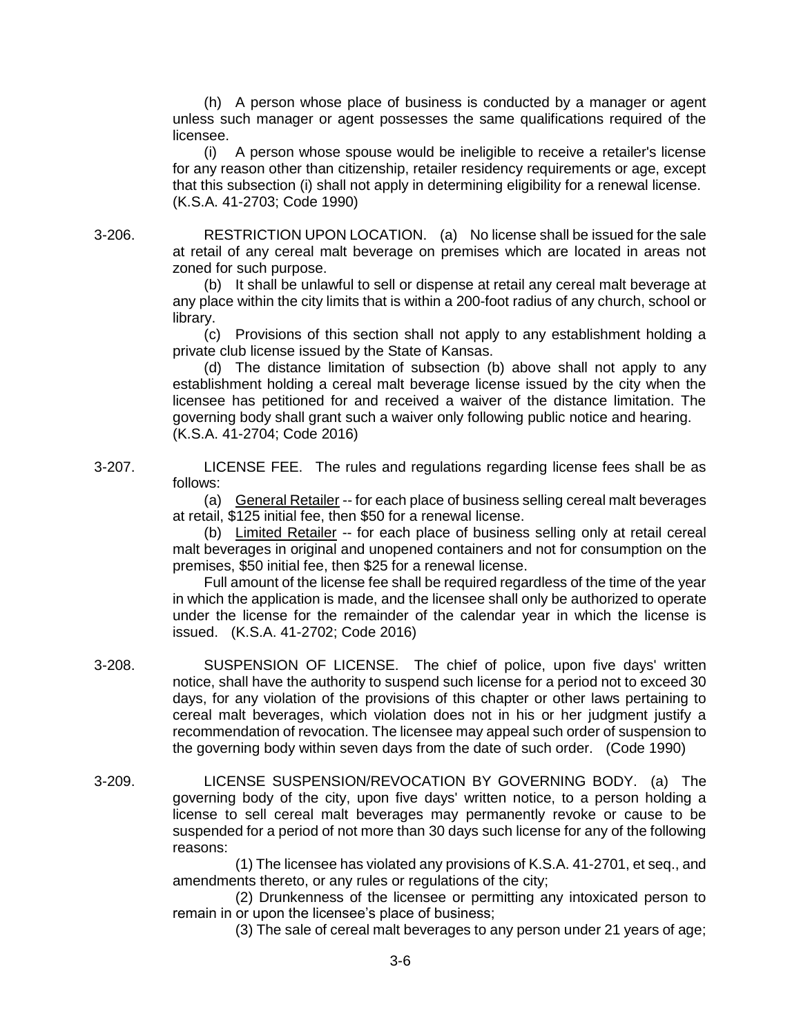(h) A person whose place of business is conducted by a manager or agent unless such manager or agent possesses the same qualifications required of the licensee.

(i) A person whose spouse would be ineligible to receive a retailer's license for any reason other than citizenship, retailer residency requirements or age, except that this subsection (i) shall not apply in determining eligibility for a renewal license. (K.S.A. 41-2703; Code 1990)

3-206. RESTRICTION UPON LOCATION. (a) No license shall be issued for the sale at retail of any cereal malt beverage on premises which are located in areas not zoned for such purpose.

(b) It shall be unlawful to sell or dispense at retail any cereal malt beverage at any place within the city limits that is within a 200-foot radius of any church, school or library.

(c) Provisions of this section shall not apply to any establishment holding a private club license issued by the State of Kansas.

(d) The distance limitation of subsection (b) above shall not apply to any establishment holding a cereal malt beverage license issued by the city when the licensee has petitioned for and received a waiver of the distance limitation. The governing body shall grant such a waiver only following public notice and hearing. (K.S.A. 41-2704; Code 2016)

3-207. LICENSE FEE. The rules and regulations regarding license fees shall be as follows:

(a) General Retailer -- for each place of business selling cereal malt beverages at retail, $125 initial fee, then $50 for a renewal license.

(b) Limited Retailer -- for each place of business selling only at retail cereal malt beverages in original and unopened containers and not for consumption on the premises, $50 initial fee, then $25 for a renewal license.

Full amount of the license fee shall be required regardless of the time of the year in which the application is made, and the licensee shall only be authorized to operate under the license for the remainder of the calendar year in which the license is issued. (K.S.A. 41-2702; Code 2016)

3-208. SUSPENSION OF LICENSE. The chief of police, upon five days' written notice, shall have the authority to suspend such license for a period not to exceed 30 days, for any violation of the provisions of this chapter or other laws pertaining to cereal malt beverages, which violation does not in his or her judgment justify a recommendation of revocation. The licensee may appeal such order of suspension to the governing body within seven days from the date of such order. (Code 1990)

3-209. LICENSE SUSPENSION/REVOCATION BY GOVERNING BODY. (a) The governing body of the city, upon five days' written notice, to a person holding a license to sell cereal malt beverages may permanently revoke or cause to be suspended for a period of not more than 30 days such license for any of the following reasons:

(1) The licensee has violated any provisions of K.S.A. 41-2701, et seq., and amendments thereto, or any rules or regulations of the city;

(2) Drunkenness of the licensee or permitting any intoxicated person to remain in or upon the licensee's place of business;

(3) The sale of cereal malt beverages to any person under 21 years of age;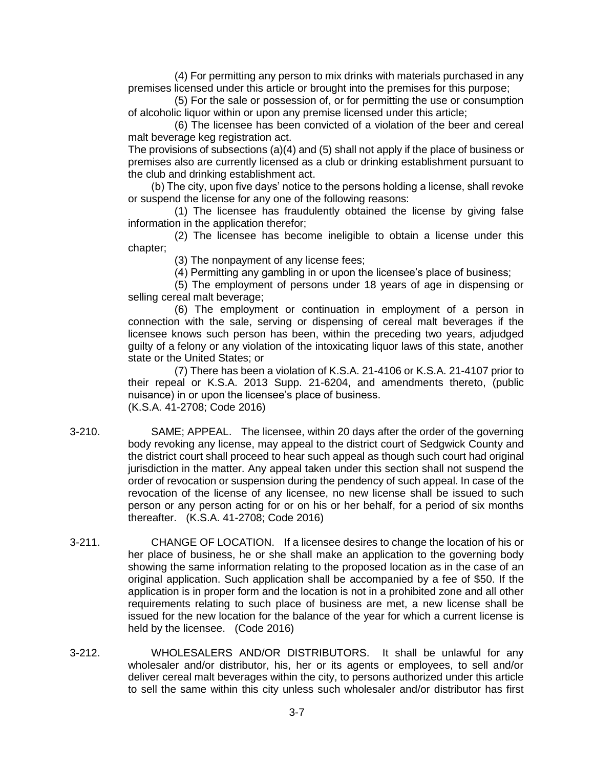(4) For permitting any person to mix drinks with materials purchased in any premises licensed under this article or brought into the premises for this purpose;

(5) For the sale or possession of, or for permitting the use or consumption of alcoholic liquor within or upon any premise licensed under this article;

(6) The licensee has been convicted of a violation of the beer and cereal malt beverage keg registration act.

The provisions of subsections (a)(4) and (5) shall not apply if the place of business or premises also are currently licensed as a club or drinking establishment pursuant to the club and drinking establishment act.

(b) The city, upon five days' notice to the persons holding a license, shall revoke or suspend the license for any one of the following reasons:

(1) The licensee has fraudulently obtained the license by giving false information in the application therefor;

(2) The licensee has become ineligible to obtain a license under this chapter;

(3) The nonpayment of any license fees;

(4) Permitting any gambling in or upon the licensee's place of business;

(5) The employment of persons under 18 years of age in dispensing or selling cereal malt beverage;

(6) The employment or continuation in employment of a person in connection with the sale, serving or dispensing of cereal malt beverages if the licensee knows such person has been, within the preceding two years, adjudged guilty of a felony or any violation of the intoxicating liquor laws of this state, another state or the United States; or

(7) There has been a violation of K.S.A. 21-4106 or K.S.A. 21-4107 prior to their repeal or K.S.A. 2013 Supp. 21-6204, and amendments thereto, (public nuisance) in or upon the licensee's place of business.

(K.S.A. 41-2708; Code 2016)

3-210. SAME; APPEAL. The licensee, within 20 days after the order of the governing body revoking any license, may appeal to the district court of Sedgwick County and the district court shall proceed to hear such appeal as though such court had original jurisdiction in the matter. Any appeal taken under this section shall not suspend the order of revocation or suspension during the pendency of such appeal. In case of the revocation of the license of any licensee, no new license shall be issued to such person or any person acting for or on his or her behalf, for a period of six months thereafter. (K.S.A. 41-2708; Code 2016)

3-211. CHANGE OF LOCATION. If a licensee desires to change the location of his or her place of business, he or she shall make an application to the governing body showing the same information relating to the proposed location as in the case of an original application. Such application shall be accompanied by a fee of $50. If the application is in proper form and the location is not in a prohibited zone and all other requirements relating to such place of business are met, a new license shall be issued for the new location for the balance of the year for which a current license is held by the licensee. (Code 2016)

3-212. WHOLESALERS AND/OR DISTRIBUTORS. It shall be unlawful for any wholesaler and/or distributor, his, her or its agents or employees, to sell and/or deliver cereal malt beverages within the city, to persons authorized under this article to sell the same within this city unless such wholesaler and/or distributor has first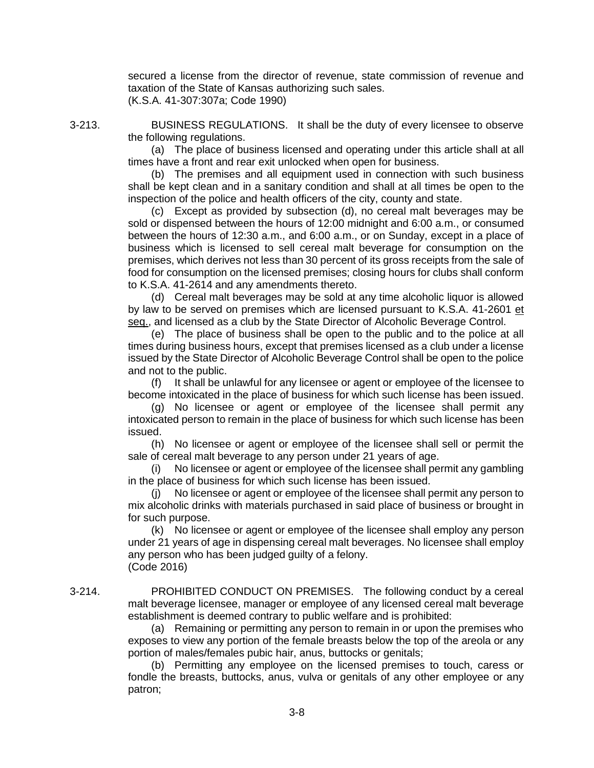secured a license from the director of revenue, state commission of revenue and taxation of the State of Kansas authorizing such sales.
(K.S.A. 41-307:307a; Code 1990)

3-213. BUSINESS REGULATIONS. It shall be the duty of every licensee to observe the following regulations.

(a) The place of business licensed and operating under this article shall at all times have a front and rear exit unlocked when open for business.

(b) The premises and all equipment used in connection with such business shall be kept clean and in a sanitary condition and shall at all times be open to the inspection of the police and health officers of the city, county and state.

(c) Except as provided by subsection (d), no cereal malt beverages may be sold or dispensed between the hours of 12:00 midnight and 6:00 a.m., or consumed between the hours of 12:30 a.m., and 6:00 a.m., or on Sunday, except in a place of business which is licensed to sell cereal malt beverage for consumption on the premises, which derives not less than 30 percent of its gross receipts from the sale of food for consumption on the licensed premises; closing hours for clubs shall conform to K.S.A. 41-2614 and any amendments thereto.

(d) Cereal malt beverages may be sold at any time alcoholic liquor is allowed by law to be served on premises which are licensed pursuant to K.S.A. 41-2601 et seq., and licensed as a club by the State Director of Alcoholic Beverage Control.

(e) The place of business shall be open to the public and to the police at all times during business hours, except that premises licensed as a club under a license issued by the State Director of Alcoholic Beverage Control shall be open to the police and not to the public.

(f) It shall be unlawful for any licensee or agent or employee of the licensee to become intoxicated in the place of business for which such license has been issued.

(g) No licensee or agent or employee of the licensee shall permit any intoxicated person to remain in the place of business for which such license has been issued.

(h) No licensee or agent or employee of the licensee shall sell or permit the sale of cereal malt beverage to any person under 21 years of age.

(i) No licensee or agent or employee of the licensee shall permit any gambling in the place of business for which such license has been issued.

(j) No licensee or agent or employee of the licensee shall permit any person to mix alcoholic drinks with materials purchased in said place of business or brought in for such purpose.

(k) No licensee or agent or employee of the licensee shall employ any person under 21 years of age in dispensing cereal malt beverages. No licensee shall employ any person who has been judged guilty of a felony.
(Code 2016)

3-214. PROHIBITED CONDUCT ON PREMISES. The following conduct by a cereal malt beverage licensee, manager or employee of any licensed cereal malt beverage establishment is deemed contrary to public welfare and is prohibited:

(a) Remaining or permitting any person to remain in or upon the premises who exposes to view any portion of the female breasts below the top of the areola or any portion of males/females pubic hair, anus, buttocks or genitals;

(b) Permitting any employee on the licensed premises to touch, caress or fondle the breasts, buttocks, anus, vulva or genitals of any other employee or any patron;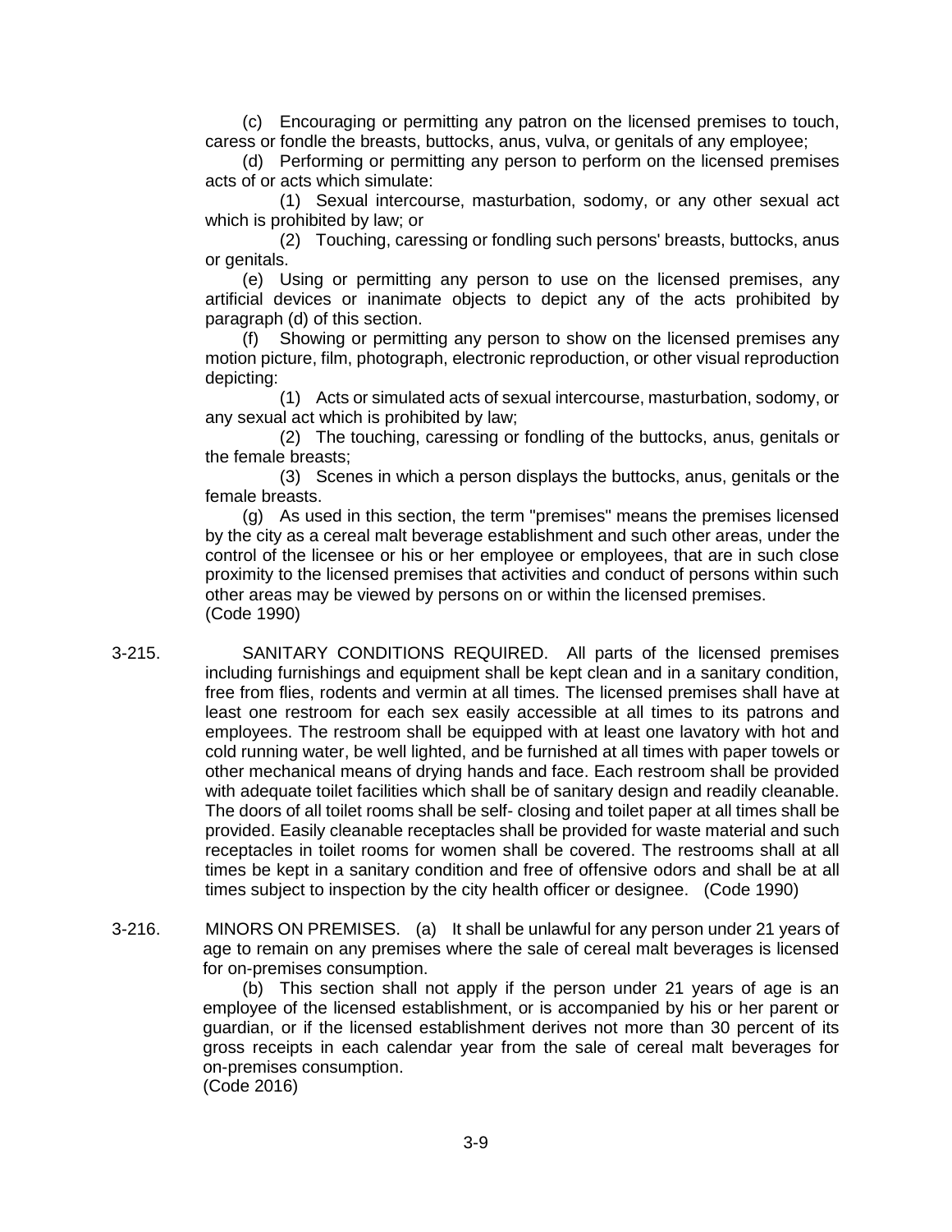(c) Encouraging or permitting any patron on the licensed premises to touch, caress or fondle the breasts, buttocks, anus, vulva, or genitals of any employee;

(d) Performing or permitting any person to perform on the licensed premises acts of or acts which simulate:

(1) Sexual intercourse, masturbation, sodomy, or any other sexual act which is prohibited by law; or

(2) Touching, caressing or fondling such persons' breasts, buttocks, anus or genitals.

(e) Using or permitting any person to use on the licensed premises, any artificial devices or inanimate objects to depict any of the acts prohibited by paragraph (d) of this section.

(f) Showing or permitting any person to show on the licensed premises any motion picture, film, photograph, electronic reproduction, or other visual reproduction depicting:

(1) Acts or simulated acts of sexual intercourse, masturbation, sodomy, or any sexual act which is prohibited by law;

(2) The touching, caressing or fondling of the buttocks, anus, genitals or the female breasts;

(3) Scenes in which a person displays the buttocks, anus, genitals or the female breasts.

(g) As used in this section, the term "premises" means the premises licensed by the city as a cereal malt beverage establishment and such other areas, under the control of the licensee or his or her employee or employees, that are in such close proximity to the licensed premises that activities and conduct of persons within such other areas may be viewed by persons on or within the licensed premises.
(Code 1990)

3-215. SANITARY CONDITIONS REQUIRED. All parts of the licensed premises including furnishings and equipment shall be kept clean and in a sanitary condition, free from flies, rodents and vermin at all times. The licensed premises shall have at least one restroom for each sex easily accessible at all times to its patrons and employees. The restroom shall be equipped with at least one lavatory with hot and cold running water, be well lighted, and be furnished at all times with paper towels or other mechanical means of drying hands and face. Each restroom shall be provided with adequate toilet facilities which shall be of sanitary design and readily cleanable. The doors of all toilet rooms shall be self- closing and toilet paper at all times shall be provided. Easily cleanable receptacles shall be provided for waste material and such receptacles in toilet rooms for women shall be covered. The restrooms shall at all times be kept in a sanitary condition and free of offensive odors and shall be at all times subject to inspection by the city health officer or designee. (Code 1990)

3-216. MINORS ON PREMISES. (a) It shall be unlawful for any person under 21 years of age to remain on any premises where the sale of cereal malt beverages is licensed for on-premises consumption.

(b) This section shall not apply if the person under 21 years of age is an employee of the licensed establishment, or is accompanied by his or her parent or guardian, or if the licensed establishment derives not more than 30 percent of its gross receipts in each calendar year from the sale of cereal malt beverages for on-premises consumption.
(Code 2016)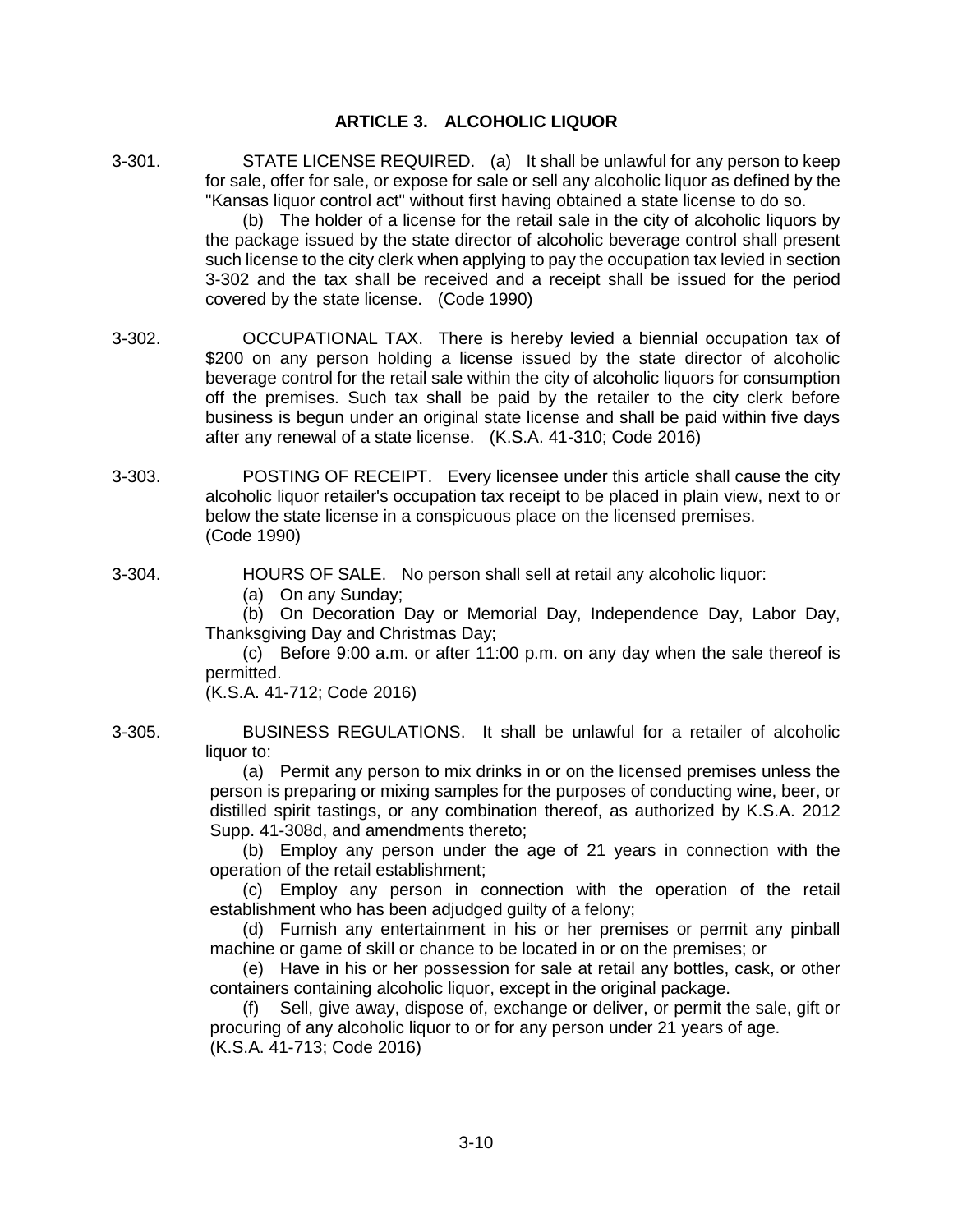## ARTICLE 3. ALCOHOLIC LIQUOR

3-301. STATE LICENSE REQUIRED. (a) It shall be unlawful for any person to keep for sale, offer for sale, or expose for sale or sell any alcoholic liquor as defined by the "Kansas liquor control act" without first having obtained a state license to do so.

(b) The holder of a license for the retail sale in the city of alcoholic liquors by the package issued by the state director of alcoholic beverage control shall present such license to the city clerk when applying to pay the occupation tax levied in section 3-302 and the tax shall be received and a receipt shall be issued for the period covered by the state license. (Code 1990)

3-302. OCCUPATIONAL TAX. There is hereby levied a biennial occupation tax of $200 on any person holding a license issued by the state director of alcoholic beverage control for the retail sale within the city of alcoholic liquors for consumption off the premises. Such tax shall be paid by the retailer to the city clerk before business is begun under an original state license and shall be paid within five days after any renewal of a state license. (K.S.A. 41-310; Code 2016)

3-303. POSTING OF RECEIPT. Every licensee under this article shall cause the city alcoholic liquor retailer's occupation tax receipt to be placed in plain view, next to or below the state license in a conspicuous place on the licensed premises. (Code 1990)

3-304. HOURS OF SALE. No person shall sell at retail any alcoholic liquor:

(a) On any Sunday;

(b) On Decoration Day or Memorial Day, Independence Day, Labor Day, Thanksgiving Day and Christmas Day;

(c) Before 9:00 a.m. or after 11:00 p.m. on any day when the sale thereof is permitted.

(K.S.A. 41-712; Code 2016)

3-305. BUSINESS REGULATIONS. It shall be unlawful for a retailer of alcoholic liquor to:

(a) Permit any person to mix drinks in or on the licensed premises unless the person is preparing or mixing samples for the purposes of conducting wine, beer, or distilled spirit tastings, or any combination thereof, as authorized by K.S.A. 2012 Supp. 41-308d, and amendments thereto;

(b) Employ any person under the age of 21 years in connection with the operation of the retail establishment;

(c) Employ any person in connection with the operation of the retail establishment who has been adjudged guilty of a felony;

(d) Furnish any entertainment in his or her premises or permit any pinball machine or game of skill or chance to be located in or on the premises; or

(e) Have in his or her possession for sale at retail any bottles, cask, or other containers containing alcoholic liquor, except in the original package.

(f) Sell, give away, dispose of, exchange or deliver, or permit the sale, gift or procuring of any alcoholic liquor to or for any person under 21 years of age.

(K.S.A. 41-713; Code 2016)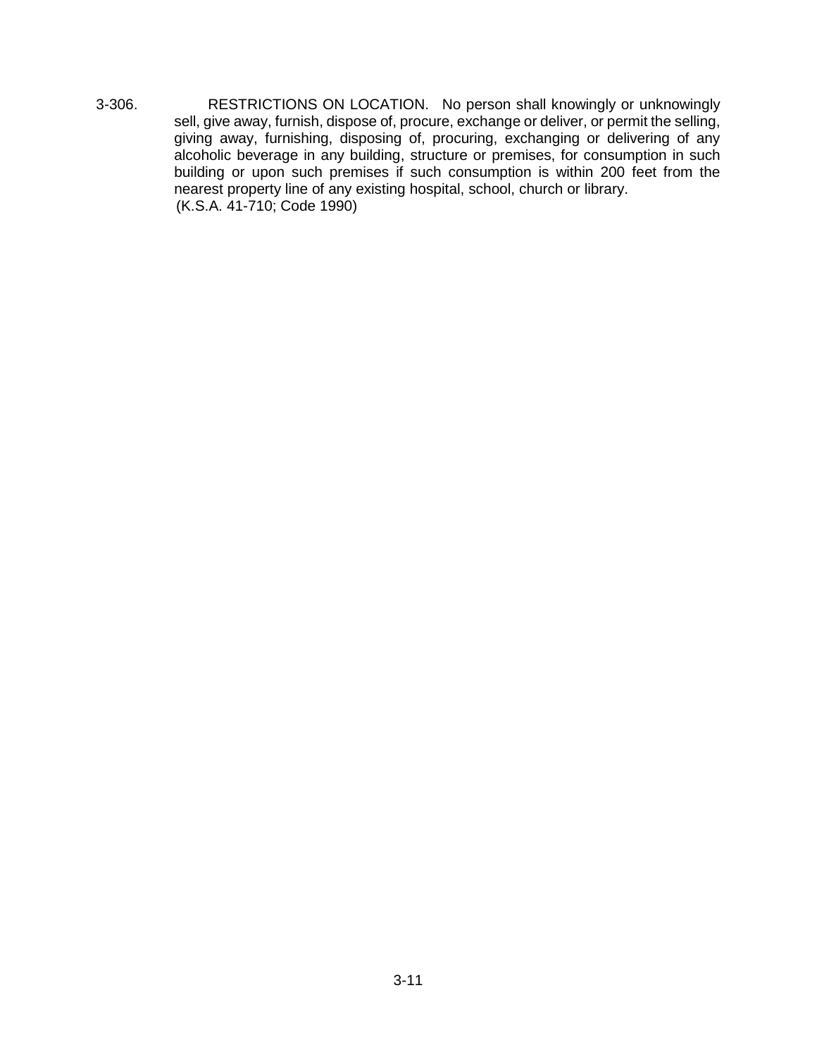3-306. RESTRICTIONS ON LOCATION. No person shall knowingly or unknowingly sell, give away, furnish, dispose of, procure, exchange or deliver, or permit the selling, giving away, furnishing, disposing of, procuring, exchanging or delivering of any alcoholic beverage in any building, structure or premises, for consumption in such building or upon such premises if such consumption is within 200 feet from the nearest property line of any existing hospital, school, church or library.
(K.S.A. 41-710; Code 1990)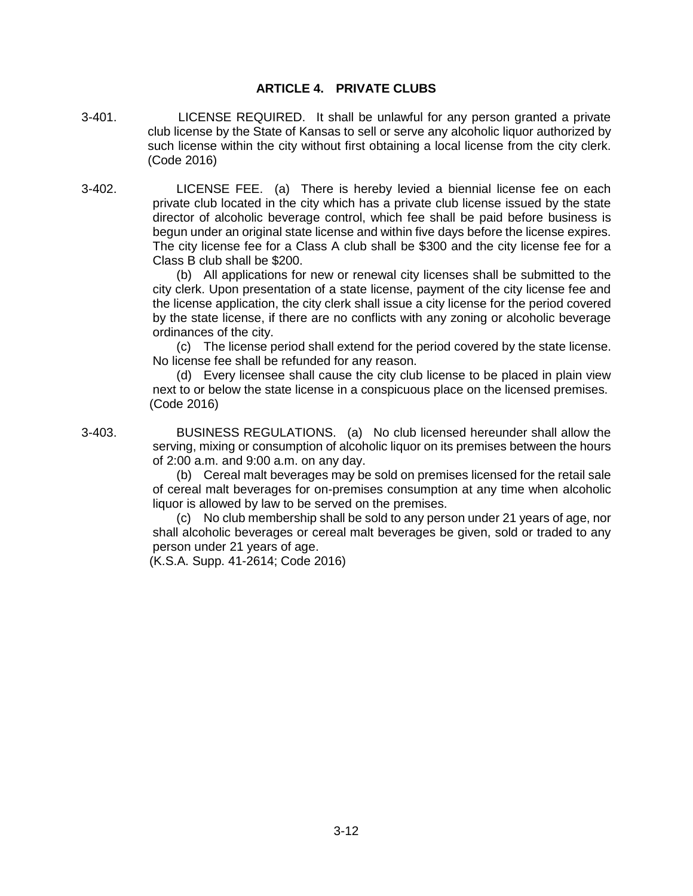## ARTICLE 4. PRIVATE CLUBS

3-401. LICENSE REQUIRED. It shall be unlawful for any person granted a private club license by the State of Kansas to sell or serve any alcoholic liquor authorized by such license within the city without first obtaining a local license from the city clerk. (Code 2016)

3-402. LICENSE FEE. (a) There is hereby levied a biennial license fee on each private club located in the city which has a private club license issued by the state director of alcoholic beverage control, which fee shall be paid before business is begun under an original state license and within five days before the license expires. The city license fee for a Class A club shall be $300 and the city license fee for a Class B club shall be $200.

(b) All applications for new or renewal city licenses shall be submitted to the city clerk. Upon presentation of a state license, payment of the city license fee and the license application, the city clerk shall issue a city license for the period covered by the state license, if there are no conflicts with any zoning or alcoholic beverage ordinances of the city.

(c) The license period shall extend for the period covered by the state license. No license fee shall be refunded for any reason.

(d) Every licensee shall cause the city club license to be placed in plain view next to or below the state license in a conspicuous place on the licensed premises. (Code 2016)

3-403. BUSINESS REGULATIONS. (a) No club licensed hereunder shall allow the serving, mixing or consumption of alcoholic liquor on its premises between the hours of 2:00 a.m. and 9:00 a.m. on any day.

(b) Cereal malt beverages may be sold on premises licensed for the retail sale of cereal malt beverages for on-premises consumption at any time when alcoholic liquor is allowed by law to be served on the premises.

(c) No club membership shall be sold to any person under 21 years of age, nor shall alcoholic beverages or cereal malt beverages be given, sold or traded to any person under 21 years of age.

(K.S.A. Supp. 41-2614; Code 2016)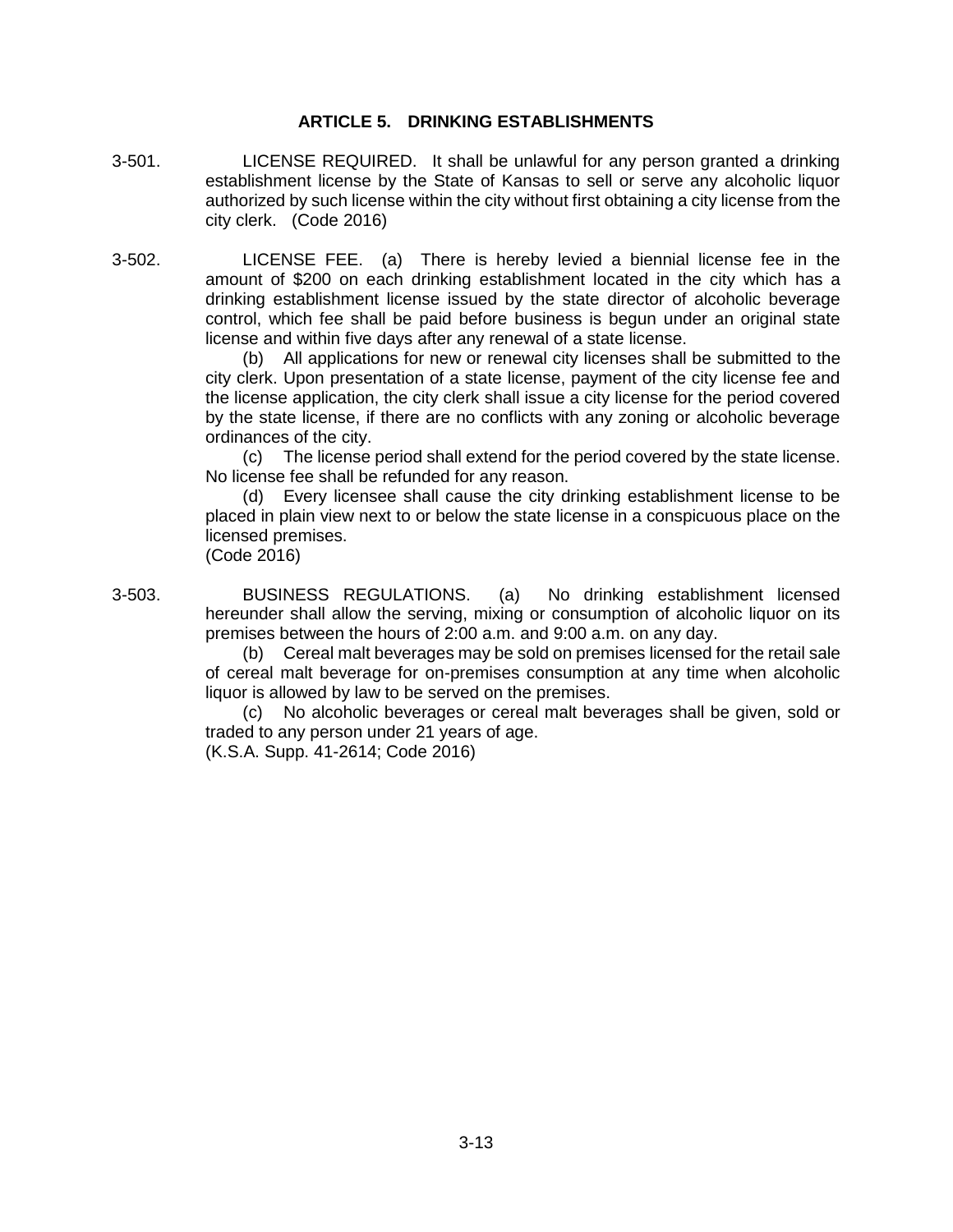## ARTICLE 5. DRINKING ESTABLISHMENTS

3-501. LICENSE REQUIRED. It shall be unlawful for any person granted a drinking establishment license by the State of Kansas to sell or serve any alcoholic liquor authorized by such license within the city without first obtaining a city license from the city clerk. (Code 2016)

3-502. LICENSE FEE. (a) There is hereby levied a biennial license fee in the amount of $200 on each drinking establishment located in the city which has a drinking establishment license issued by the state director of alcoholic beverage control, which fee shall be paid before business is begun under an original state license and within five days after any renewal of a state license.

(b) All applications for new or renewal city licenses shall be submitted to the city clerk. Upon presentation of a state license, payment of the city license fee and the license application, the city clerk shall issue a city license for the period covered by the state license, if there are no conflicts with any zoning or alcoholic beverage ordinances of the city.

(c) The license period shall extend for the period covered by the state license. No license fee shall be refunded for any reason.

(d) Every licensee shall cause the city drinking establishment license to be placed in plain view next to or below the state license in a conspicuous place on the licensed premises.

(Code 2016)

3-503. BUSINESS REGULATIONS. (a) No drinking establishment licensed hereunder shall allow the serving, mixing or consumption of alcoholic liquor on its premises between the hours of 2:00 a.m. and 9:00 a.m. on any day.

(b) Cereal malt beverages may be sold on premises licensed for the retail sale of cereal malt beverage for on-premises consumption at any time when alcoholic liquor is allowed by law to be served on the premises.

(c) No alcoholic beverages or cereal malt beverages shall be given, sold or traded to any person under 21 years of age.

(K.S.A. Supp. 41-2614; Code 2016)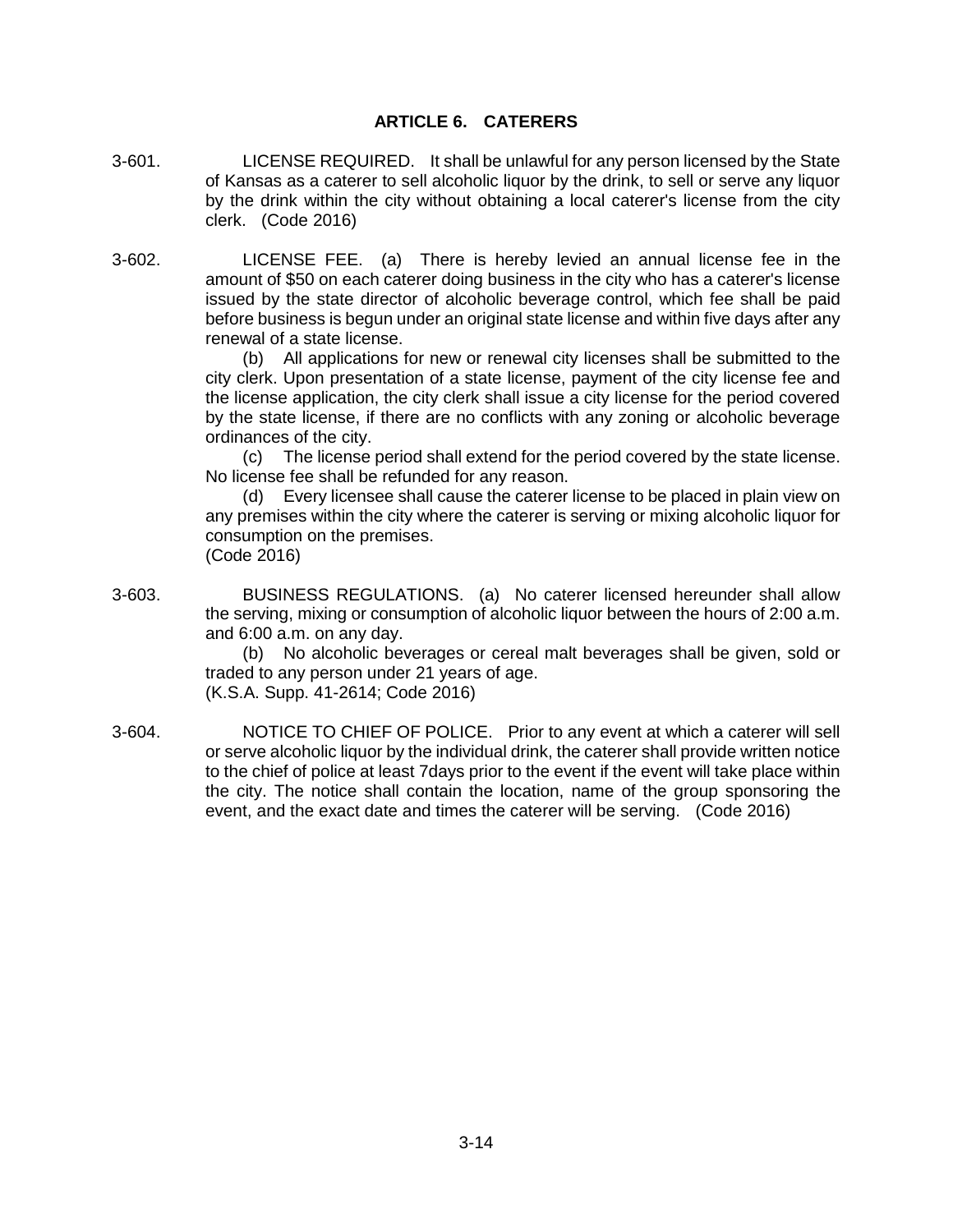## ARTICLE 6. CATERERS

3-601. LICENSE REQUIRED. It shall be unlawful for any person licensed by the State of Kansas as a caterer to sell alcoholic liquor by the drink, to sell or serve any liquor by the drink within the city without obtaining a local caterer's license from the city clerk. (Code 2016)

3-602. LICENSE FEE. (a) There is hereby levied an annual license fee in the amount of $50 on each caterer doing business in the city who has a caterer's license issued by the state director of alcoholic beverage control, which fee shall be paid before business is begun under an original state license and within five days after any renewal of a state license.

(b) All applications for new or renewal city licenses shall be submitted to the city clerk. Upon presentation of a state license, payment of the city license fee and the license application, the city clerk shall issue a city license for the period covered by the state license, if there are no conflicts with any zoning or alcoholic beverage ordinances of the city.

(c) The license period shall extend for the period covered by the state license. No license fee shall be refunded for any reason.

(d) Every licensee shall cause the caterer license to be placed in plain view on any premises within the city where the caterer is serving or mixing alcoholic liquor for consumption on the premises.

(Code 2016)

3-603. BUSINESS REGULATIONS. (a) No caterer licensed hereunder shall allow the serving, mixing or consumption of alcoholic liquor between the hours of 2:00 a.m. and 6:00 a.m. on any day.

(b) No alcoholic beverages or cereal malt beverages shall be given, sold or traded to any person under 21 years of age.

(K.S.A. Supp. 41-2614; Code 2016)

3-604. NOTICE TO CHIEF OF POLICE. Prior to any event at which a caterer will sell or serve alcoholic liquor by the individual drink, the caterer shall provide written notice to the chief of police at least 7days prior to the event if the event will take place within the city. The notice shall contain the location, name of the group sponsoring the event, and the exact date and times the caterer will be serving. (Code 2016)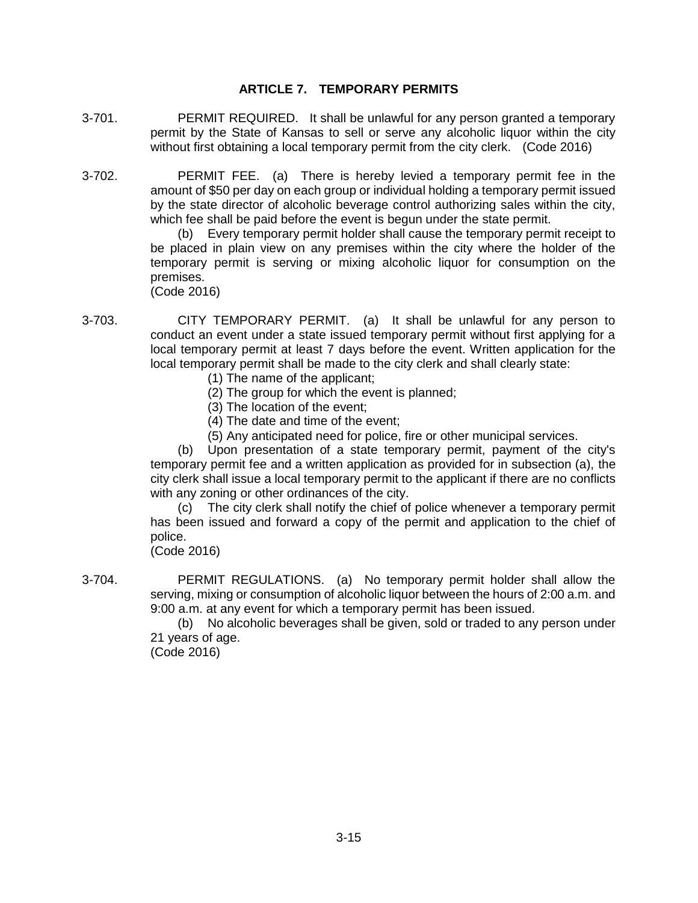## ARTICLE 7. TEMPORARY PERMITS

3-701. PERMIT REQUIRED. It shall be unlawful for any person granted a temporary permit by the State of Kansas to sell or serve any alcoholic liquor within the city without first obtaining a local temporary permit from the city clerk. (Code 2016)

3-702. PERMIT FEE. (a) There is hereby levied a temporary permit fee in the amount of $50 per day on each group or individual holding a temporary permit issued by the state director of alcoholic beverage control authorizing sales within the city, which fee shall be paid before the event is begun under the state permit.

(b) Every temporary permit holder shall cause the temporary permit receipt to be placed in plain view on any premises within the city where the holder of the temporary permit is serving or mixing alcoholic liquor for consumption on the premises.
(Code 2016)

3-703. CITY TEMPORARY PERMIT. (a) It shall be unlawful for any person to conduct an event under a state issued temporary permit without first applying for a local temporary permit at least 7 days before the event. Written application for the local temporary permit shall be made to the city clerk and shall clearly state:

(1) The name of the applicant;
(2) The group for which the event is planned;
(3) The location of the event;
(4) The date and time of the event;
(5) Any anticipated need for police, fire or other municipal services.

(b) Upon presentation of a state temporary permit, payment of the city's temporary permit fee and a written application as provided for in subsection (a), the city clerk shall issue a local temporary permit to the applicant if there are no conflicts with any zoning or other ordinances of the city.

(c) The city clerk shall notify the chief of police whenever a temporary permit has been issued and forward a copy of the permit and application to the chief of police.
(Code 2016)

3-704. PERMIT REGULATIONS. (a) No temporary permit holder shall allow the serving, mixing or consumption of alcoholic liquor between the hours of 2:00 a.m. and 9:00 a.m. at any event for which a temporary permit has been issued.

(b) No alcoholic beverages shall be given, sold or traded to any person under 21 years of age.
(Code 2016)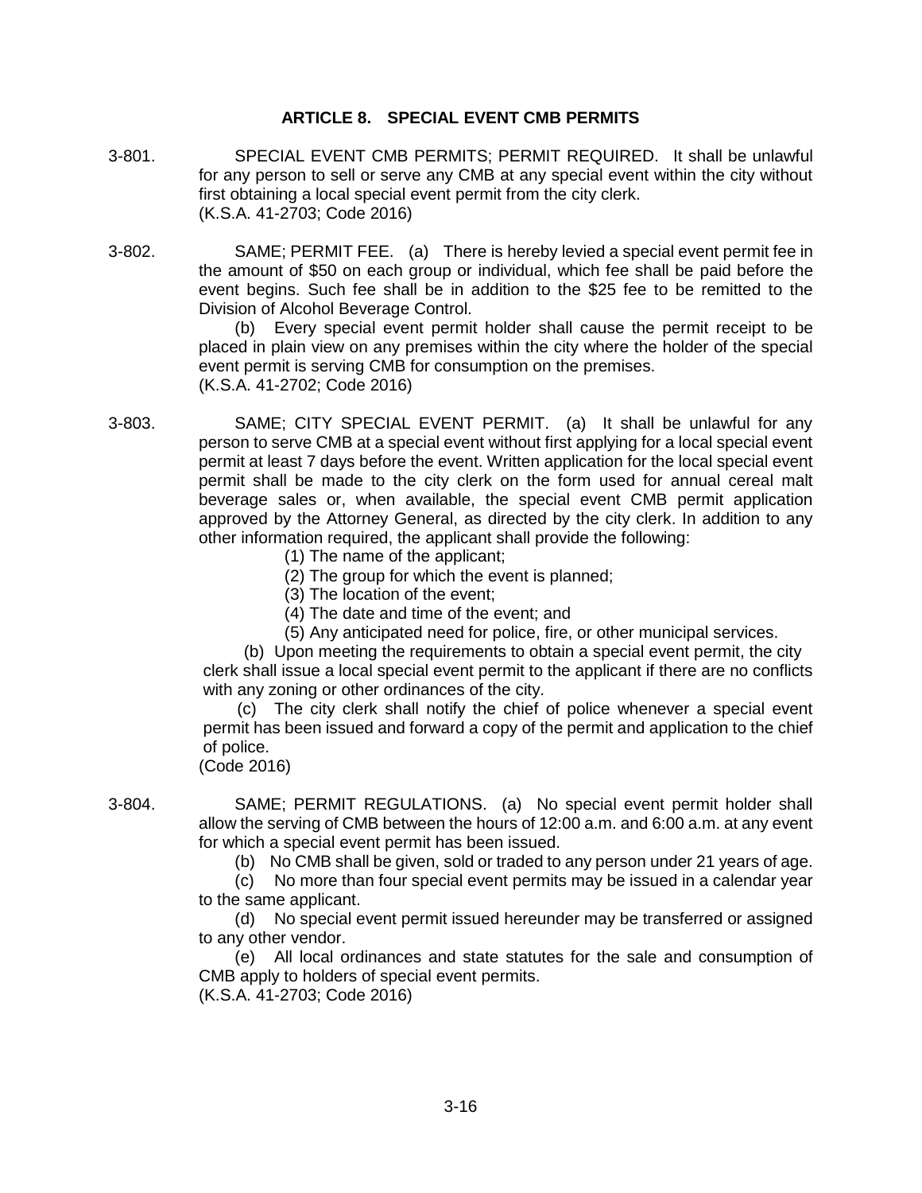## ARTICLE 8. SPECIAL EVENT CMB PERMITS

3-801. SPECIAL EVENT CMB PERMITS; PERMIT REQUIRED. It shall be unlawful for any person to sell or serve any CMB at any special event within the city without first obtaining a local special event permit from the city clerk.
(K.S.A. 41-2703; Code 2016)

3-802. SAME; PERMIT FEE. (a) There is hereby levied a special event permit fee in the amount of $50 on each group or individual, which fee shall be paid before the event begins. Such fee shall be in addition to the $25 fee to be remitted to the Division of Alcohol Beverage Control.

(b) Every special event permit holder shall cause the permit receipt to be placed in plain view on any premises within the city where the holder of the special event permit is serving CMB for consumption on the premises.
(K.S.A. 41-2702; Code 2016)

3-803. SAME; CITY SPECIAL EVENT PERMIT. (a) It shall be unlawful for any person to serve CMB at a special event without first applying for a local special event permit at least 7 days before the event. Written application for the local special event permit shall be made to the city clerk on the form used for annual cereal malt beverage sales or, when available, the special event CMB permit application approved by the Attorney General, as directed by the city clerk. In addition to any other information required, the applicant shall provide the following:

(1) The name of the applicant;
(2) The group for which the event is planned;
(3) The location of the event;
(4) The date and time of the event; and
(5) Any anticipated need for police, fire, or other municipal services.

(b) Upon meeting the requirements to obtain a special event permit, the city clerk shall issue a local special event permit to the applicant if there are no conflicts with any zoning or other ordinances of the city.

(c) The city clerk shall notify the chief of police whenever a special event permit has been issued and forward a copy of the permit and application to the chief of police.
(Code 2016)

3-804. SAME; PERMIT REGULATIONS. (a) No special event permit holder shall allow the serving of CMB between the hours of 12:00 a.m. and 6:00 a.m. at any event for which a special event permit has been issued.

(b) No CMB shall be given, sold or traded to any person under 21 years of age.

(c) No more than four special event permits may be issued in a calendar year to the same applicant.

(d) No special event permit issued hereunder may be transferred or assigned to any other vendor.

(e) All local ordinances and state statutes for the sale and consumption of CMB apply to holders of special event permits.
(K.S.A. 41-2703; Code 2016)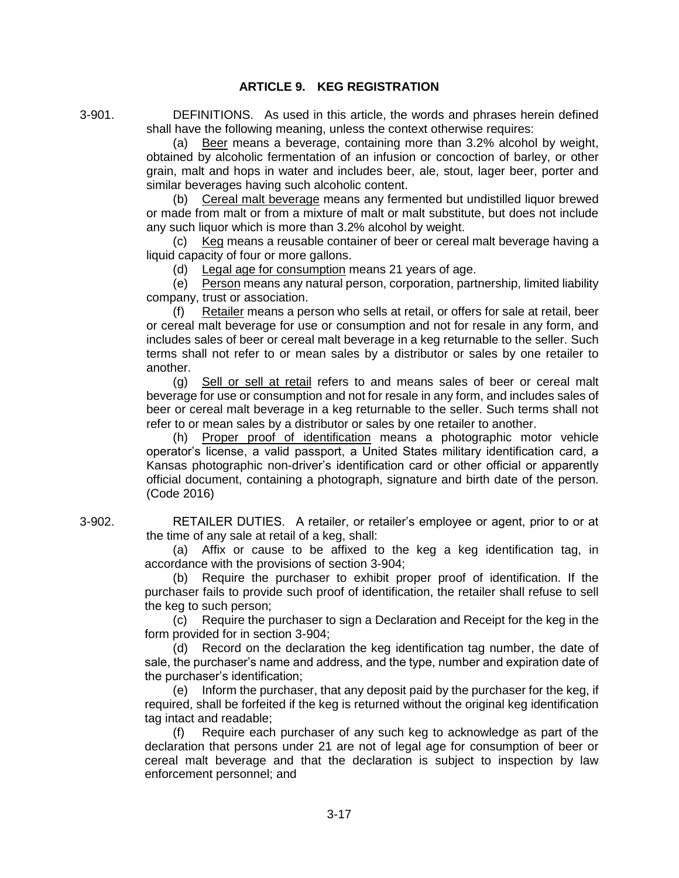## ARTICLE 9. KEG REGISTRATION

3-901. DEFINITIONS. As used in this article, the words and phrases herein defined shall have the following meaning, unless the context otherwise requires:

(a) Beer means a beverage, containing more than 3.2% alcohol by weight, obtained by alcoholic fermentation of an infusion or concoction of barley, or other grain, malt and hops in water and includes beer, ale, stout, lager beer, porter and similar beverages having such alcoholic content.

(b) Cereal malt beverage means any fermented but undistilled liquor brewed or made from malt or from a mixture of malt or malt substitute, but does not include any such liquor which is more than 3.2% alcohol by weight.

(c) Keg means a reusable container of beer or cereal malt beverage having a liquid capacity of four or more gallons.

(d) Legal age for consumption means 21 years of age.

(e) Person means any natural person, corporation, partnership, limited liability company, trust or association.

(f) Retailer means a person who sells at retail, or offers for sale at retail, beer or cereal malt beverage for use or consumption and not for resale in any form, and includes sales of beer or cereal malt beverage in a keg returnable to the seller. Such terms shall not refer to or mean sales by a distributor or sales by one retailer to another.

(g) Sell or sell at retail refers to and means sales of beer or cereal malt beverage for use or consumption and not for resale in any form, and includes sales of beer or cereal malt beverage in a keg returnable to the seller. Such terms shall not refer to or mean sales by a distributor or sales by one retailer to another.

(h) Proper proof of identification means a photographic motor vehicle operator's license, a valid passport, a United States military identification card, a Kansas photographic non-driver's identification card or other official or apparently official document, containing a photograph, signature and birth date of the person. (Code 2016)

3-902. RETAILER DUTIES. A retailer, or retailer's employee or agent, prior to or at the time of any sale at retail of a keg, shall:

(a) Affix or cause to be affixed to the keg a keg identification tag, in accordance with the provisions of section 3-904;

(b) Require the purchaser to exhibit proper proof of identification. If the purchaser fails to provide such proof of identification, the retailer shall refuse to sell the keg to such person;

(c) Require the purchaser to sign a Declaration and Receipt for the keg in the form provided for in section 3-904;

(d) Record on the declaration the keg identification tag number, the date of sale, the purchaser's name and address, and the type, number and expiration date of the purchaser's identification;

(e) Inform the purchaser, that any deposit paid by the purchaser for the keg, if required, shall be forfeited if the keg is returned without the original keg identification tag intact and readable;

(f) Require each purchaser of any such keg to acknowledge as part of the declaration that persons under 21 are not of legal age for consumption of beer or cereal malt beverage and that the declaration is subject to inspection by law enforcement personnel; and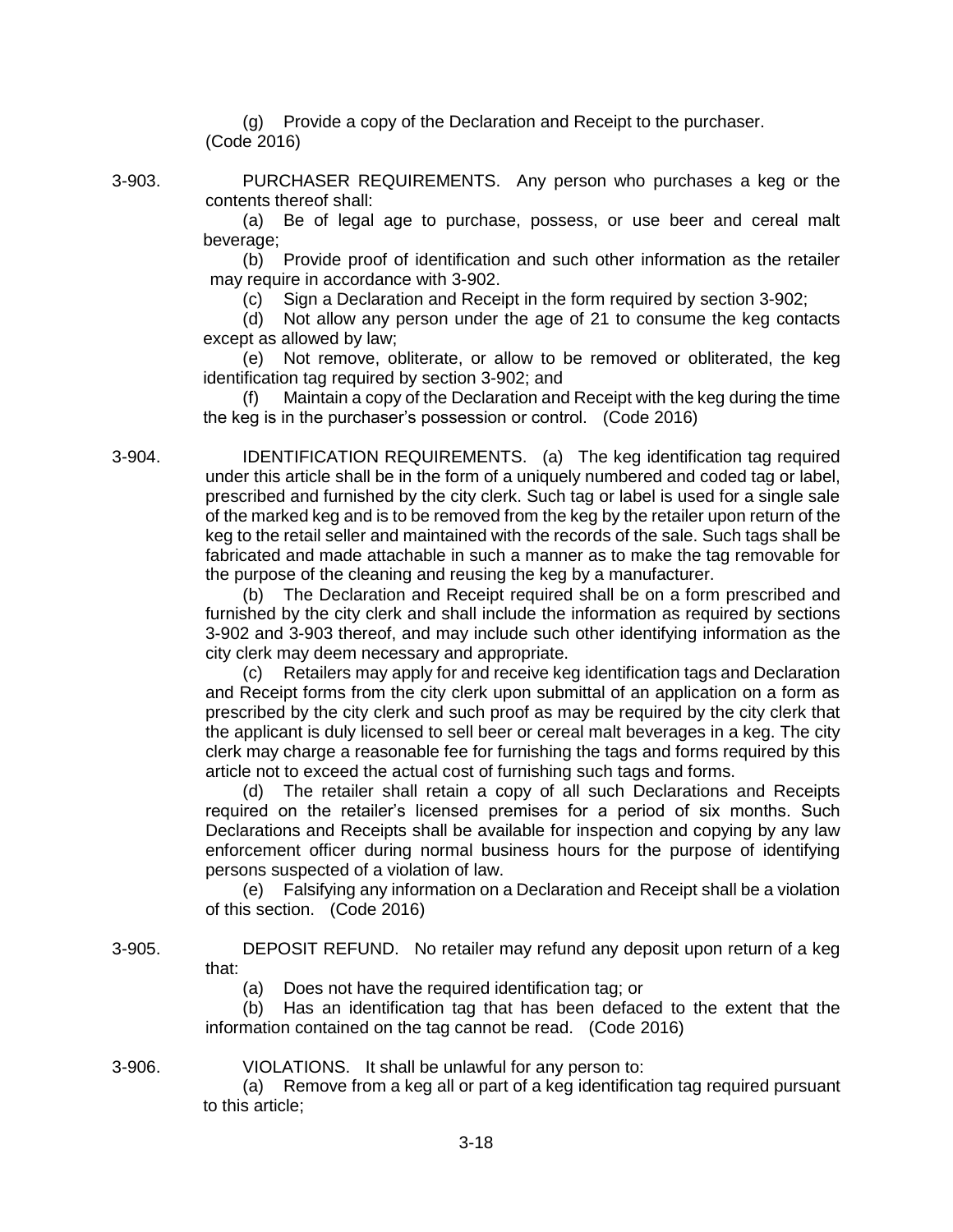(g) Provide a copy of the Declaration and Receipt to the purchaser. (Code 2016)

3-903. PURCHASER REQUIREMENTS. Any person who purchases a keg or the contents thereof shall:

(a) Be of legal age to purchase, possess, or use beer and cereal malt beverage;

(b) Provide proof of identification and such other information as the retailer may require in accordance with 3-902.

(c) Sign a Declaration and Receipt in the form required by section 3-902;

(d) Not allow any person under the age of 21 to consume the keg contacts except as allowed by law;

(e) Not remove, obliterate, or allow to be removed or obliterated, the keg identification tag required by section 3-902; and

(f) Maintain a copy of the Declaration and Receipt with the keg during the time the keg is in the purchaser's possession or control. (Code 2016)

3-904. IDENTIFICATION REQUIREMENTS. (a) The keg identification tag required under this article shall be in the form of a uniquely numbered and coded tag or label, prescribed and furnished by the city clerk. Such tag or label is used for a single sale of the marked keg and is to be removed from the keg by the retailer upon return of the keg to the retail seller and maintained with the records of the sale. Such tags shall be fabricated and made attachable in such a manner as to make the tag removable for the purpose of the cleaning and reusing the keg by a manufacturer.

(b) The Declaration and Receipt required shall be on a form prescribed and furnished by the city clerk and shall include the information as required by sections 3-902 and 3-903 thereof, and may include such other identifying information as the city clerk may deem necessary and appropriate.

(c) Retailers may apply for and receive keg identification tags and Declaration and Receipt forms from the city clerk upon submittal of an application on a form as prescribed by the city clerk and such proof as may be required by the city clerk that the applicant is duly licensed to sell beer or cereal malt beverages in a keg. The city clerk may charge a reasonable fee for furnishing the tags and forms required by this article not to exceed the actual cost of furnishing such tags and forms.

(d) The retailer shall retain a copy of all such Declarations and Receipts required on the retailer's licensed premises for a period of six months. Such Declarations and Receipts shall be available for inspection and copying by any law enforcement officer during normal business hours for the purpose of identifying persons suspected of a violation of law.

(e) Falsifying any information on a Declaration and Receipt shall be a violation of this section. (Code 2016)

3-905. DEPOSIT REFUND. No retailer may refund any deposit upon return of a keg that:

(a) Does not have the required identification tag; or

(b) Has an identification tag that has been defaced to the extent that the information contained on the tag cannot be read. (Code 2016)

3-906. VIOLATIONS. It shall be unlawful for any person to:

(a) Remove from a keg all or part of a keg identification tag required pursuant to this article;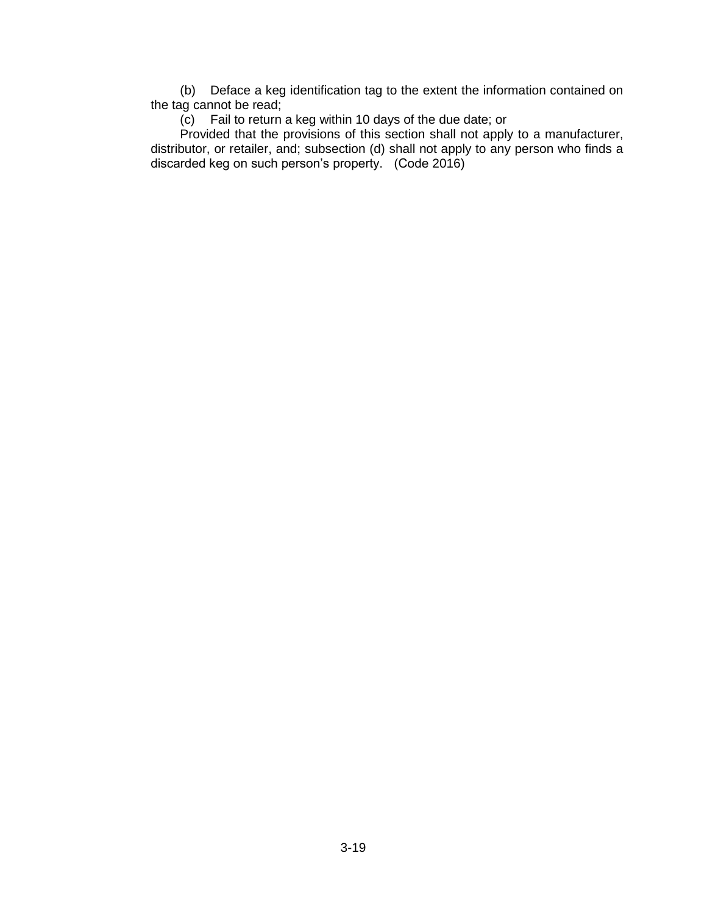(b) Deface a keg identification tag to the extent the information contained on the tag cannot be read;

(c) Fail to return a keg within 10 days of the due date; or

Provided that the provisions of this section shall not apply to a manufacturer, distributor, or retailer, and; subsection (d) shall not apply to any person who finds a discarded keg on such person's property. (Code 2016)